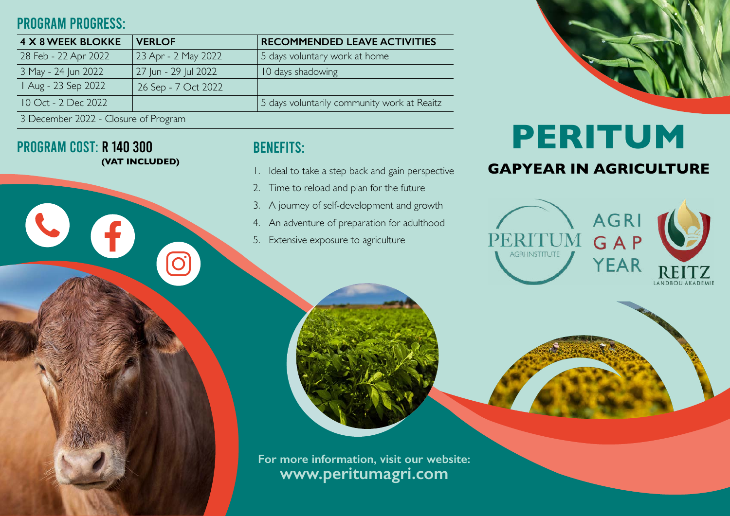## PROGRAM PROGRESS:

| 4 X 8 WEEK BLOKKE | VERLOF | RECOMMENDED LEAVE ACTIVITIES |
|---|---|---|
| 28 Feb - 22 Apr 2022 | 23 Apr - 2 May 2022 | 5 days voluntary work at home |
| 3 May - 24 Jun 2022 | 27 Jun - 29 Jul 2022 | 10 days shadowing |
| 1 Aug - 23 Sep 2022 | 26 Sep - 7 Oct 2022 | |
| 10 Oct - 2 Dec 2022 | | 5 days voluntarily community work at Reaitz |
| 3 December 2022 - Closure of Program | | |

## PROGRAM COST: R 140 300

**(VAT INCLUDED)**

## BENEFITS:

1. Ideal to take a step back and gain perspective
2. Time to reload and plan for the future
3. A journey of self-development and growth
4. An adventure of preparation for adulthood
5. Extensive exposure to agriculture

# PERITUM

## GAPYEAR IN AGRICULTURE

PERITUM AGRI INSTITUTE

AGRI GAP YEAR

REITZ LANDBOU AKADEMIE

**For more information, visit our website:**
**www.peritumagri.com**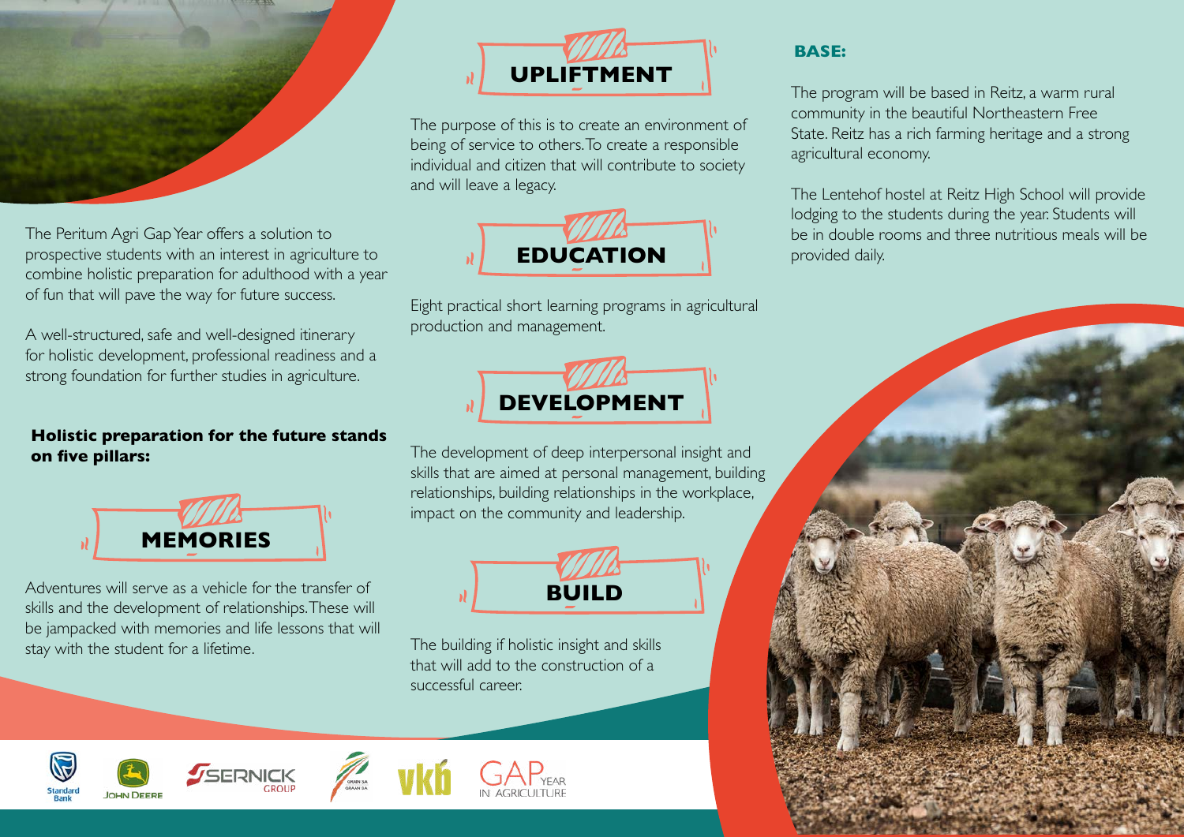The Peritum Agri Gap Year offers a solution to prospective students with an interest in agriculture to combine holistic preparation for adulthood with a year of fun that will pave the way for future success.

A well-structured, safe and well-designed itinerary for holistic development, professional readiness and a strong foundation for further studies in agriculture.

**Holistic preparation for the future stands on five pillars:**

## MEMORIES

Adventures will serve as a vehicle for the transfer of skills and the development of relationships. These will be jampacked with memories and life lessons that will stay with the student for a lifetime.

## UPLIFTMENT

The purpose of this is to create an environment of being of service to others. To create a responsible individual and citizen that will contribute to society and will leave a legacy.

## EDUCATION

Eight practical short learning programs in agricultural production and management.

## DEVELOPMENT

The development of deep interpersonal insight and skills that are aimed at personal management, building relationships, building relationships in the workplace, impact on the community and leadership.

## BUILD

The building if holistic insight and skills that will add to the construction of a successful career.

## BASE:

The program will be based in Reitz, a warm rural community in the beautiful Northeastern Free State. Reitz has a rich farming heritage and a strong agricultural economy.

The Lentehof hostel at Reitz High School will provide lodging to the students during the year. Students will be in double rooms and three nutritious meals will be provided daily.

Standard Bank JOHN DEERE SERNICK GROUP GRAIN SA vkb GAP YEAR IN AGRICULTURE